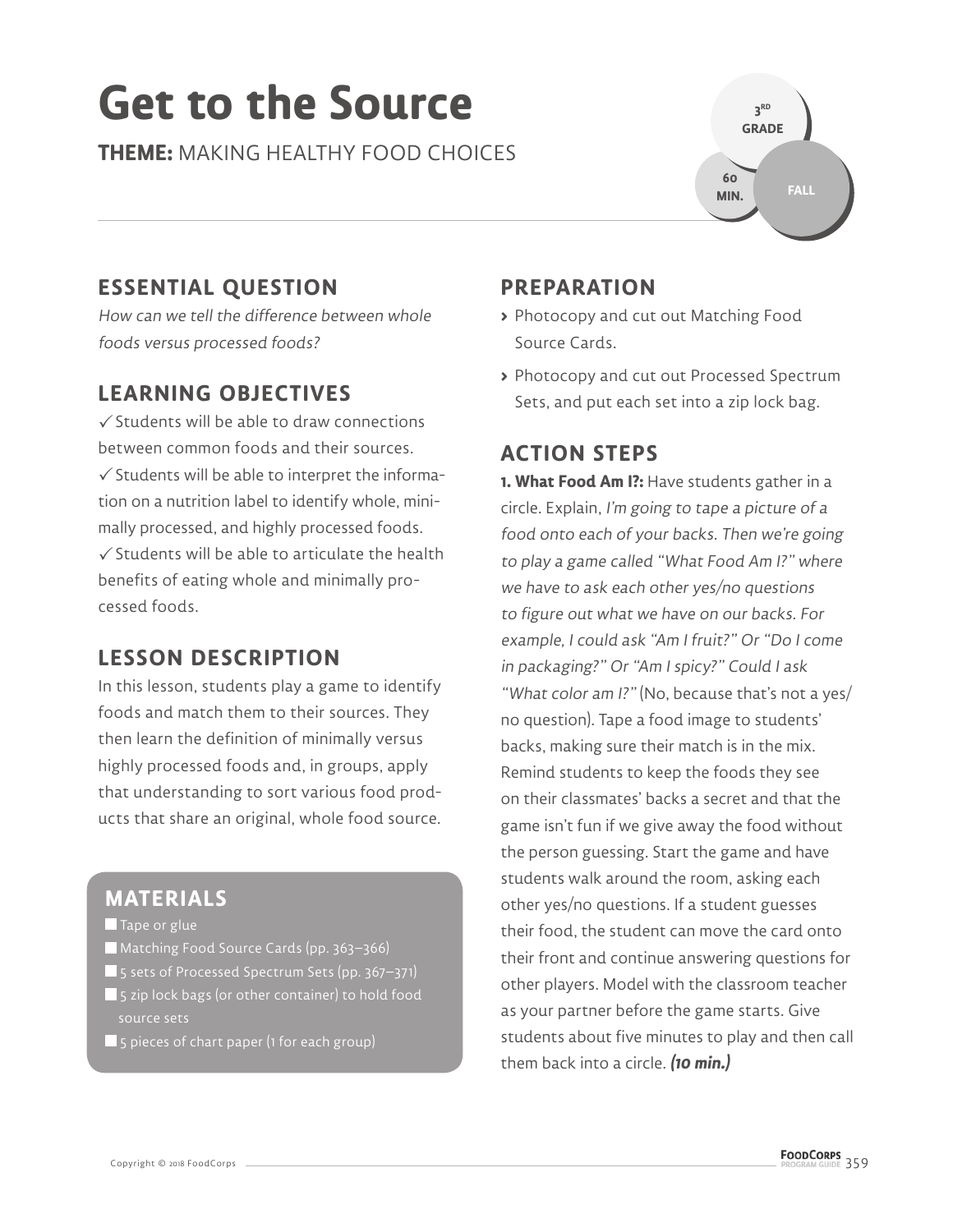# Get to the Source

**THEME:** MAKING HEALTHY FOOD CHOICES

3RD GRADE

60 MIN.

FALL

## ESSENTIAL QUESTION

*How can we tell the difference between whole foods versus processed foods?*

## LEARNING OBJECTIVES

✓ Students will be able to draw connections between common foods and their sources.

✓ Students will be able to interpret the information on a nutrition label to identify whole, minimally processed, and highly processed foods.

✓ Students will be able to articulate the health benefits of eating whole and minimally processed foods.

## LESSON DESCRIPTION

In this lesson, students play a game to identify foods and match them to their sources. They then learn the definition of minimally versus highly processed foods and, in groups, apply that understanding to sort various food products that share an original, whole food source.

## MATERIALS

- Tape or glue
- Matching Food Source Cards (pp. 363–366)
- 5 sets of Processed Spectrum Sets (pp. 367–371)
- 5 zip lock bags (or other container) to hold food source sets
- 5 pieces of chart paper (1 for each group)

## PREPARATION

- Photocopy and cut out Matching Food Source Cards.
- Photocopy and cut out Processed Spectrum Sets, and put each set into a zip lock bag.

## ACTION STEPS

**1. What Food Am I?:** Have students gather in a circle. Explain, *I'm going to tape a picture of a food onto each of your backs. Then we're going to play a game called "What Food Am I?" where we have to ask each other yes/no questions to figure out what we have on our backs. For example, I could ask "Am I fruit?" Or "Do I come in packaging?" Or "Am I spicy?" Could I ask "What color am I?"* (No, because that's not a yes/no question). Tape a food image to students' backs, making sure their match is in the mix. Remind students to keep the foods they see on their classmates' backs a secret and that the game isn't fun if we give away the food without the person guessing. Start the game and have students walk around the room, asking each other yes/no questions. If a student guesses their food, the student can move the card onto their front and continue answering questions for other players. Model with the classroom teacher as your partner before the game starts. Give students about five minutes to play and then call them back into a circle. ***(10 min.)***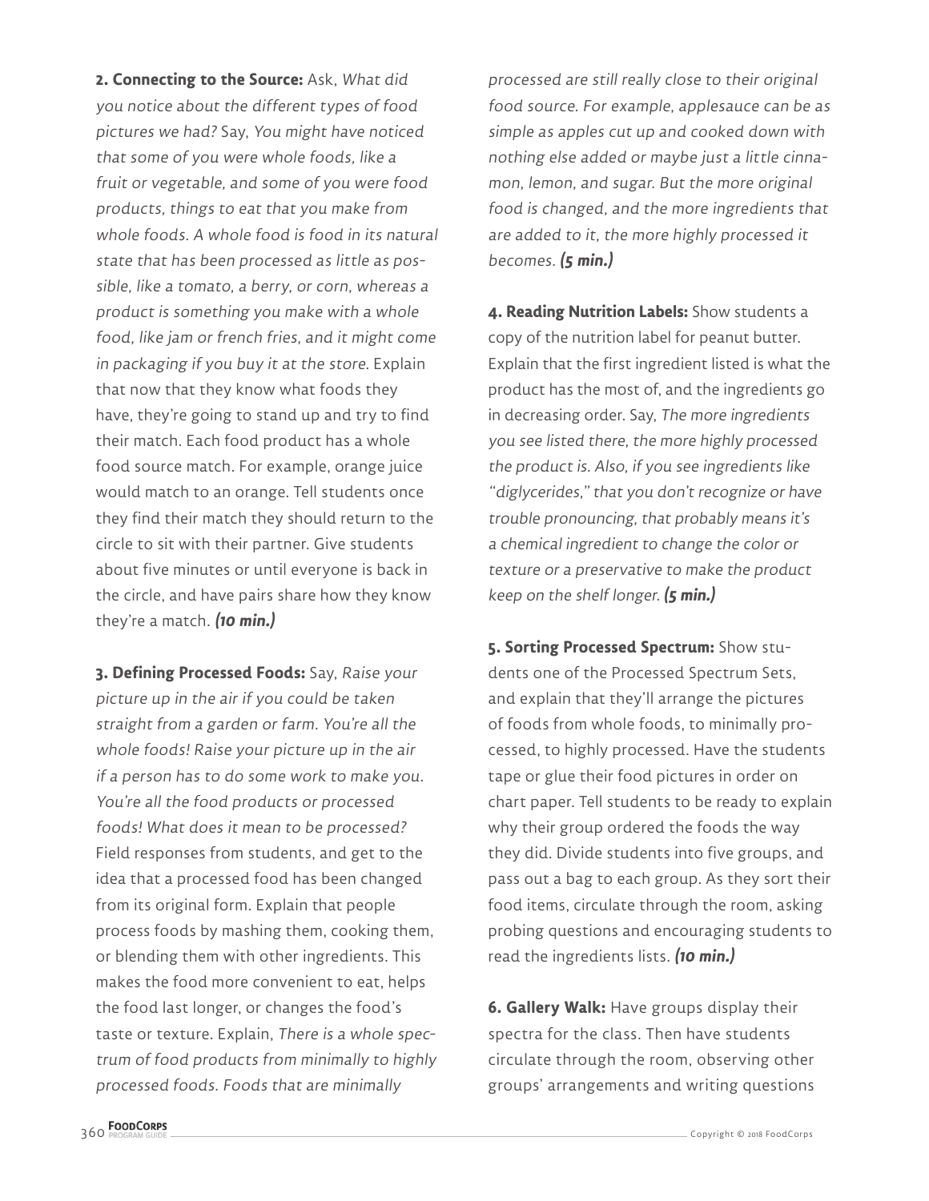**2. Connecting to the Source:** Ask, *What did you notice about the different types of food pictures we had?* Say, *You might have noticed that some of you were whole foods, like a fruit or vegetable, and some of you were food products, things to eat that you make from whole foods. A whole food is food in its natural state that has been processed as little as possible, like a tomato, a berry, or corn, whereas a product is something you make with a whole food, like jam or french fries, and it might come in packaging if you buy it at the store.* Explain that now that they know what foods they have, they're going to stand up and try to find their match. Each food product has a whole food source match. For example, orange juice would match to an orange. Tell students once they find their match they should return to the circle to sit with their partner. Give students about five minutes or until everyone is back in the circle, and have pairs share how they know they're a match. ***(10 min.)***

**3. Defining Processed Foods:** Say, *Raise your picture up in the air if you could be taken straight from a garden or farm. You're all the whole foods! Raise your picture up in the air if a person has to do some work to make you. You're all the food products or processed foods! What does it mean to be processed?* Field responses from students, and get to the idea that a processed food has been changed from its original form. Explain that people process foods by mashing them, cooking them, or blending them with other ingredients. This makes the food more convenient to eat, helps the food last longer, or changes the food's taste or texture. Explain, *There is a whole spectrum of food products from minimally to highly processed foods. Foods that are minimally processed are still really close to their original food source. For example, applesauce can be as simple as apples cut up and cooked down with nothing else added or maybe just a little cinnamon, lemon, and sugar. But the more original food is changed, and the more ingredients that are added to it, the more highly processed it becomes.* ***(5 min.)***

**4. Reading Nutrition Labels:** Show students a copy of the nutrition label for peanut butter. Explain that the first ingredient listed is what the product has the most of, and the ingredients go in decreasing order. Say, *The more ingredients you see listed there, the more highly processed the product is. Also, if you see ingredients like "diglycerides," that you don't recognize or have trouble pronouncing, that probably means it's a chemical ingredient to change the color or texture or a preservative to make the product keep on the shelf longer.* ***(5 min.)***

**5. Sorting Processed Spectrum:** Show students one of the Processed Spectrum Sets, and explain that they'll arrange the pictures of foods from whole foods, to minimally processed, to highly processed. Have the students tape or glue their food pictures in order on chart paper. Tell students to be ready to explain why their group ordered the foods the way they did. Divide students into five groups, and pass out a bag to each group. As they sort their food items, circulate through the room, asking probing questions and encouraging students to read the ingredients lists. ***(10 min.)***

**6. Gallery Walk:** Have groups display their spectra for the class. Then have students circulate through the room, observing other groups' arrangements and writing questions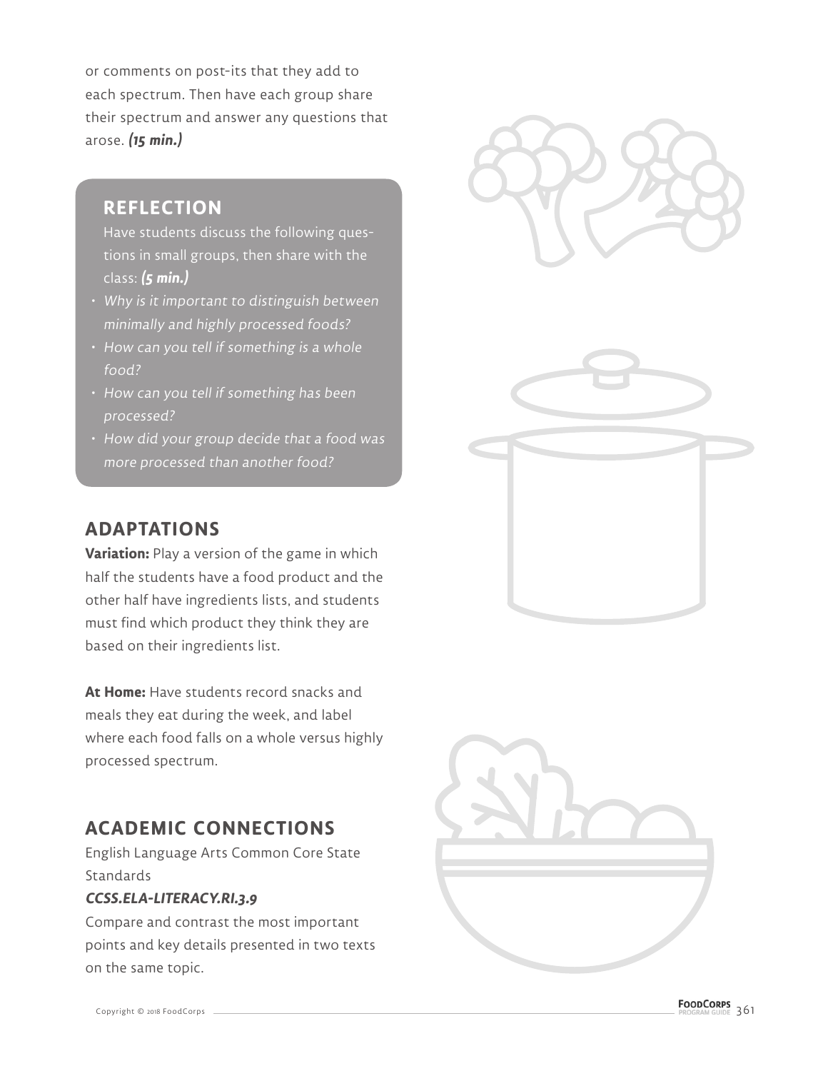or comments on post-its that they add to each spectrum. Then have each group share their spectrum and answer any questions that arose. ***(15 min.)***

## REFLECTION

Have students discuss the following questions in small groups, then share with the class: ***(5 min.)***

- *Why is it important to distinguish between minimally and highly processed foods?*
- *How can you tell if something is a whole food?*
- *How can you tell if something has been processed?*
- *How did your group decide that a food was more processed than another food?*

## ADAPTATIONS

**Variation:** Play a version of the game in which half the students have a food product and the other half have ingredients lists, and students must find which product they think they are based on their ingredients list.

**At Home:** Have students record snacks and meals they eat during the week, and label where each food falls on a whole versus highly processed spectrum.

## ACADEMIC CONNECTIONS

English Language Arts Common Core State Standards

***CCSS.ELA-LITERACY.RI.3.9***

Compare and contrast the most important points and key details presented in two texts on the same topic.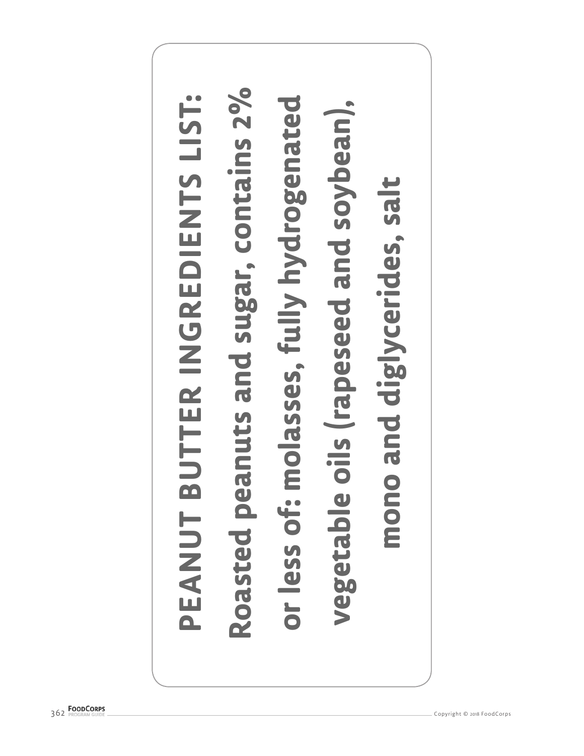# PEANUT BUTTER INGREDIENTS LIST:

**Roasted peanuts and sugar, contains 2% or less of: molasses, fully hydrogenated vegetable oils (rapeseed and soybean), mono and diglycerides, salt**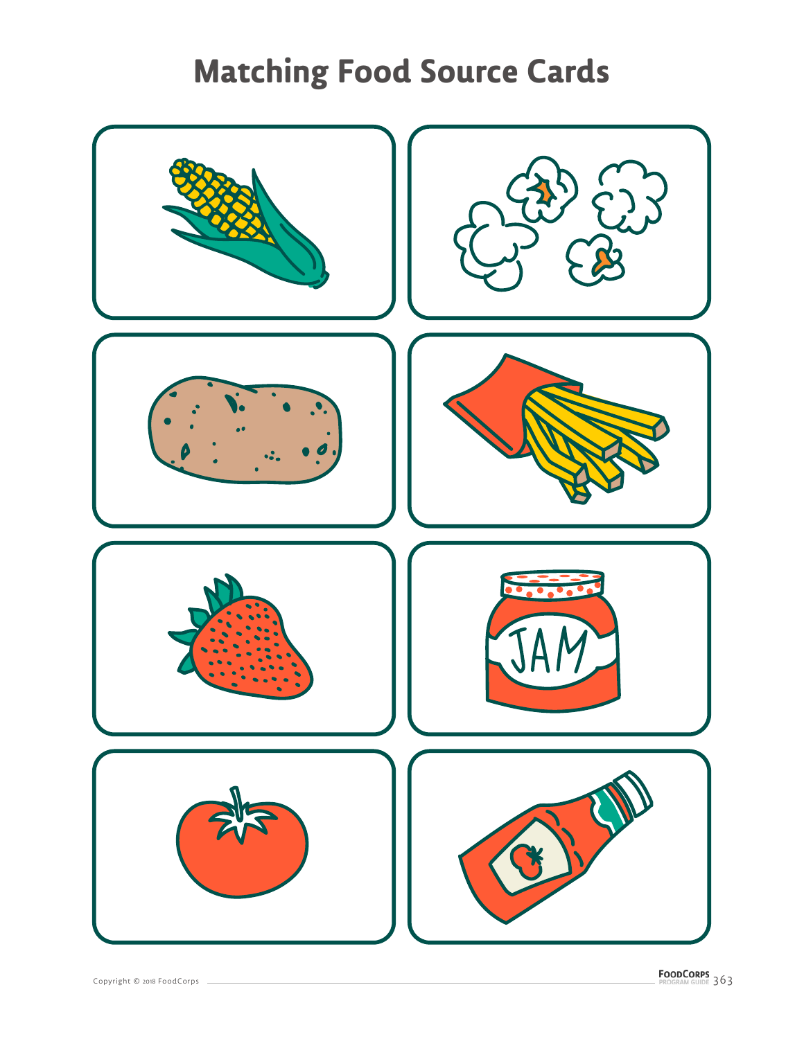# Matching Food Source Cards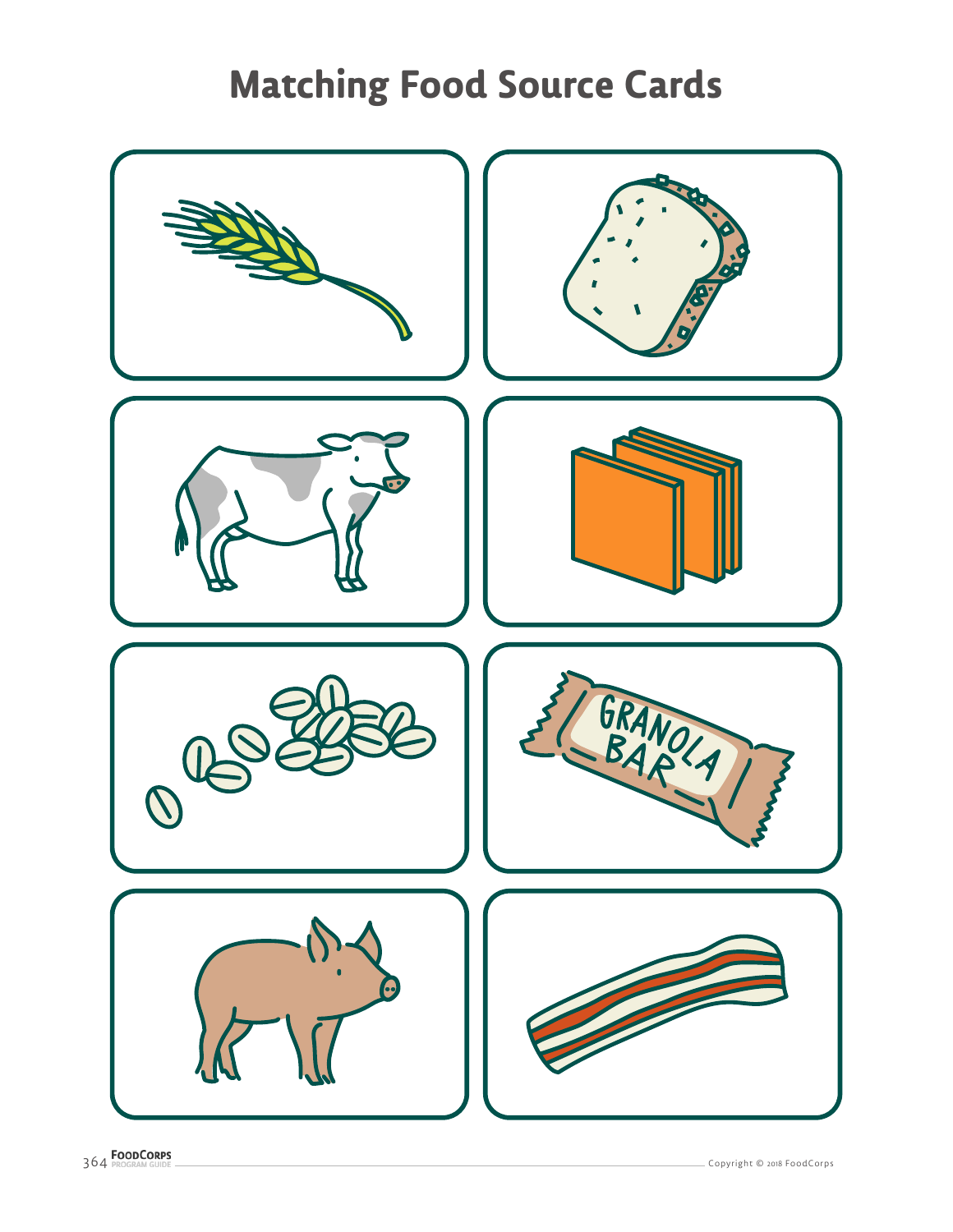# Matching Food Source Cards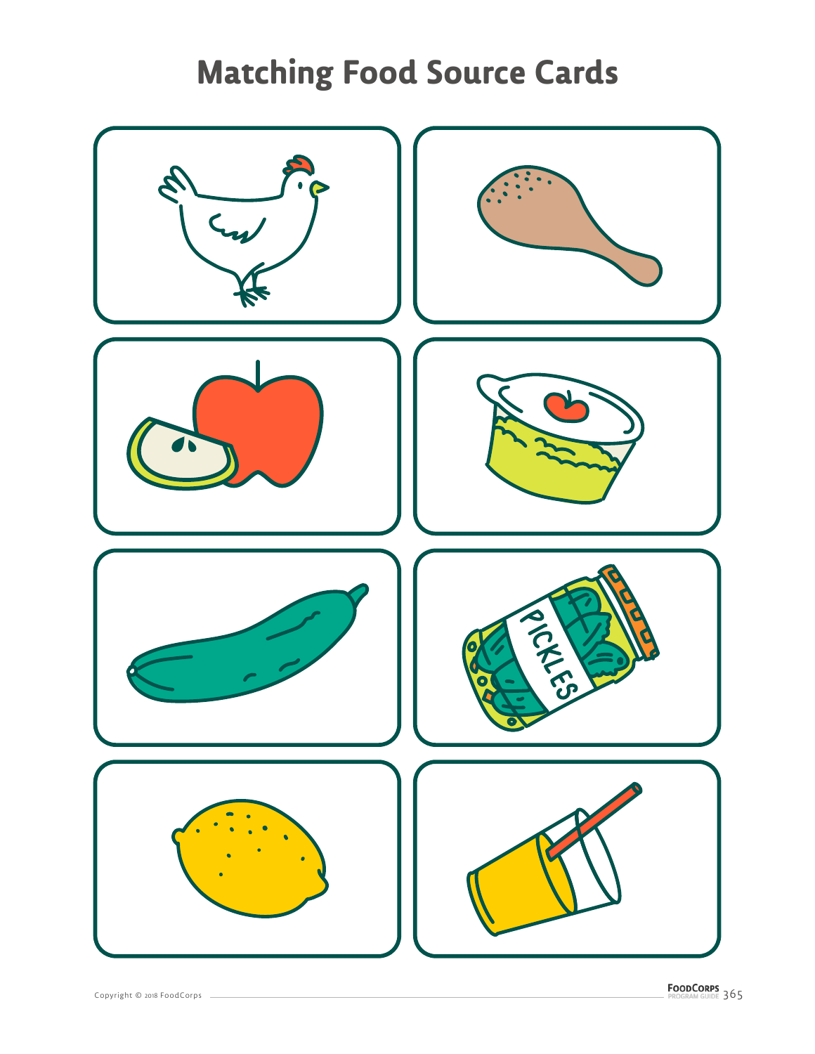# Matching Food Source Cards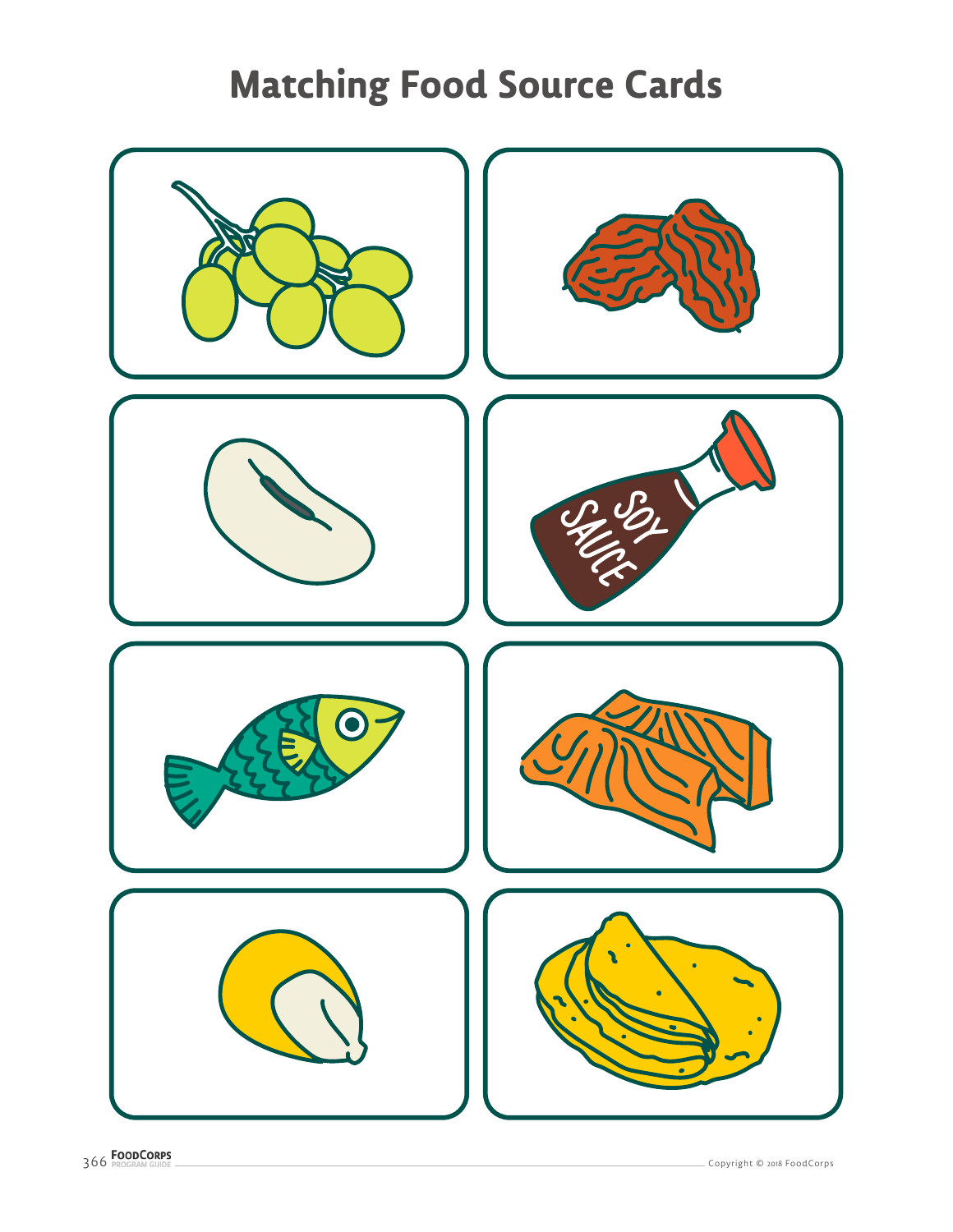# Matching Food Source Cards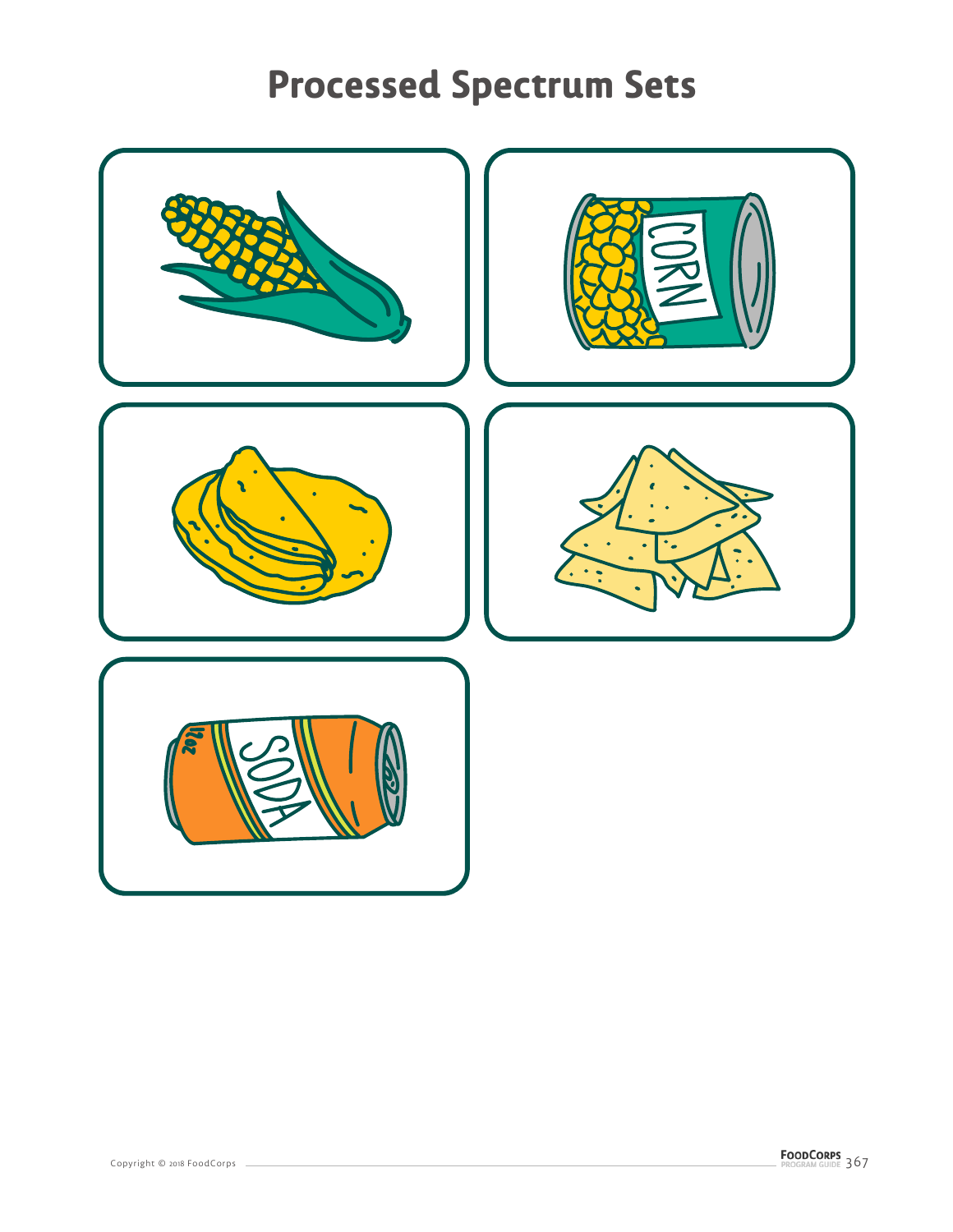# Processed Spectrum Sets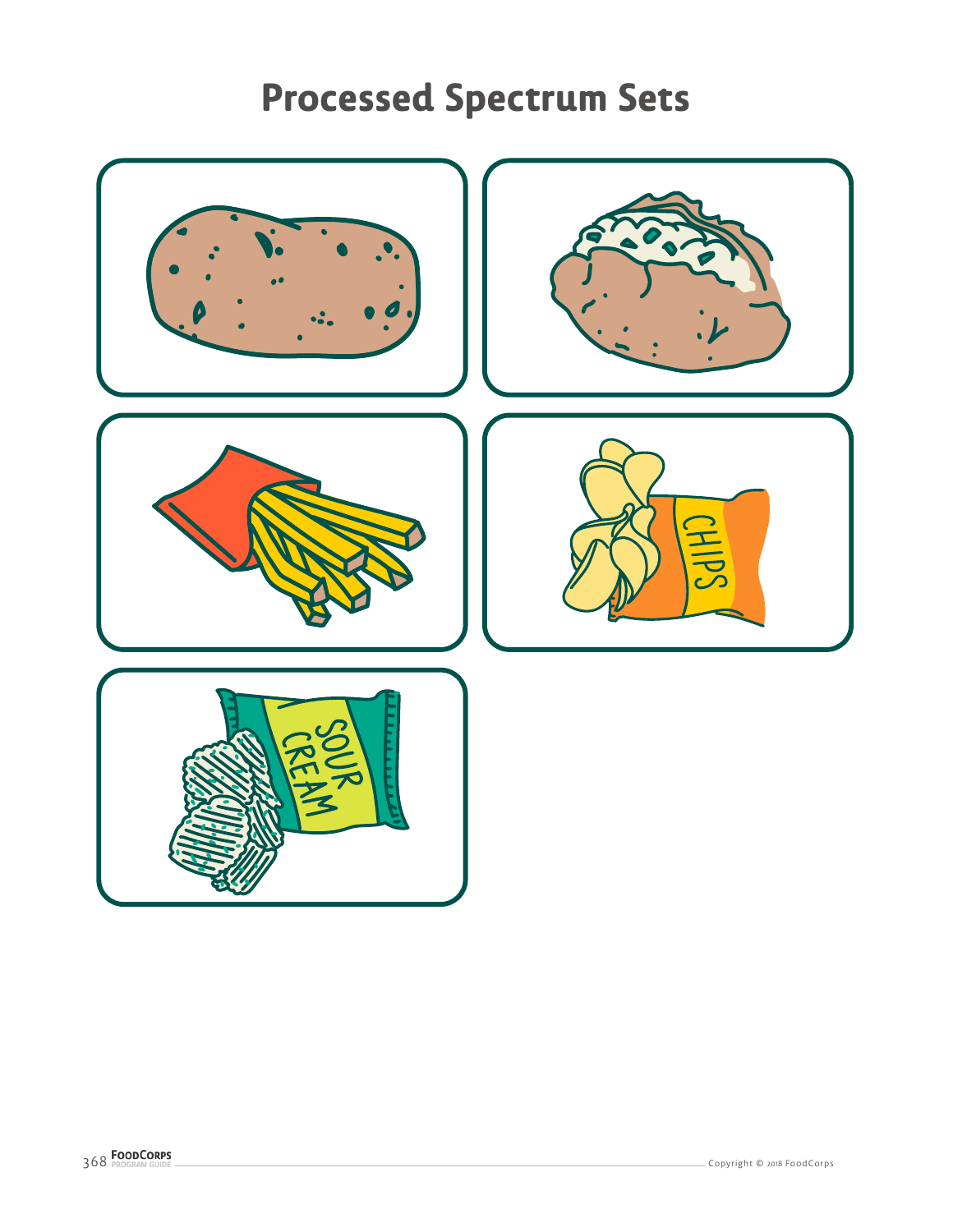# Processed Spectrum Sets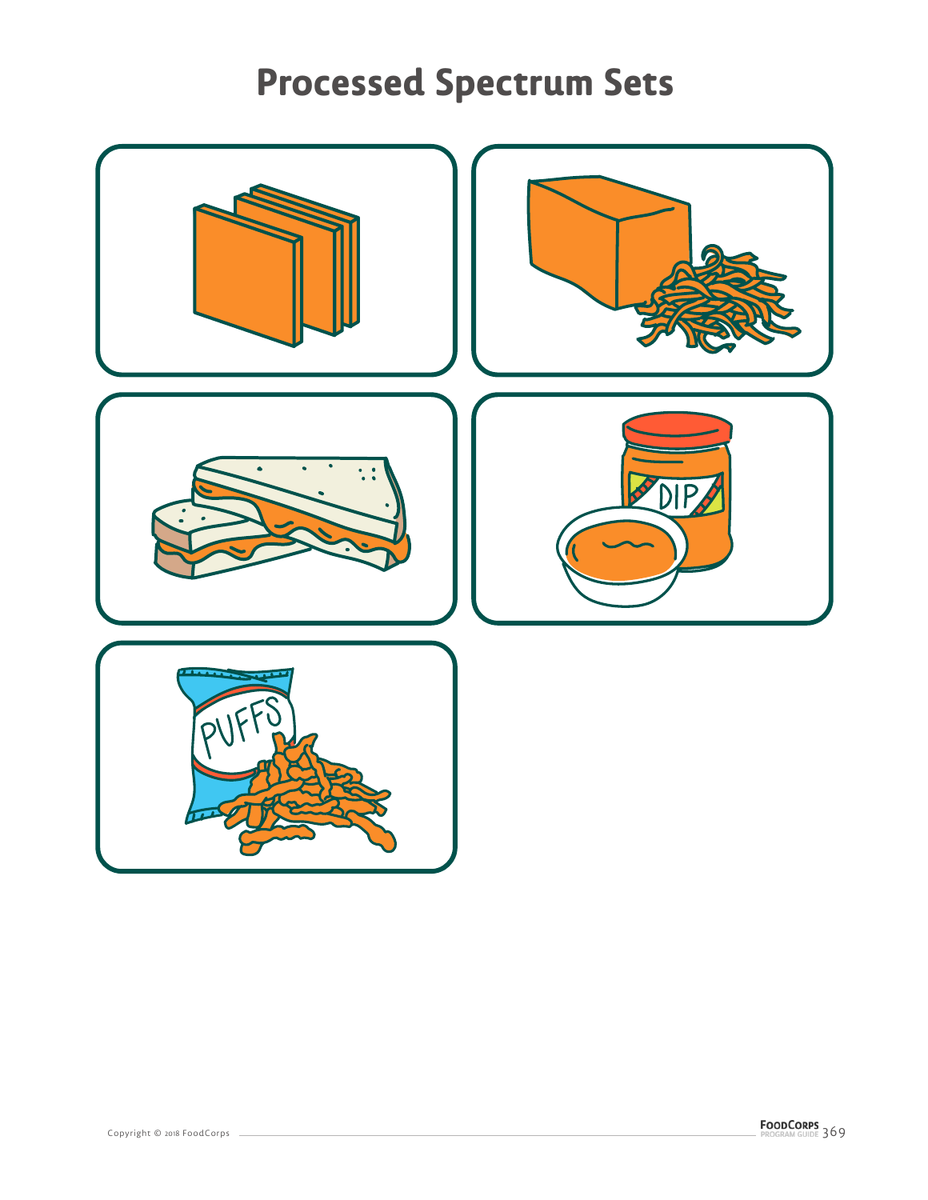# Processed Spectrum Sets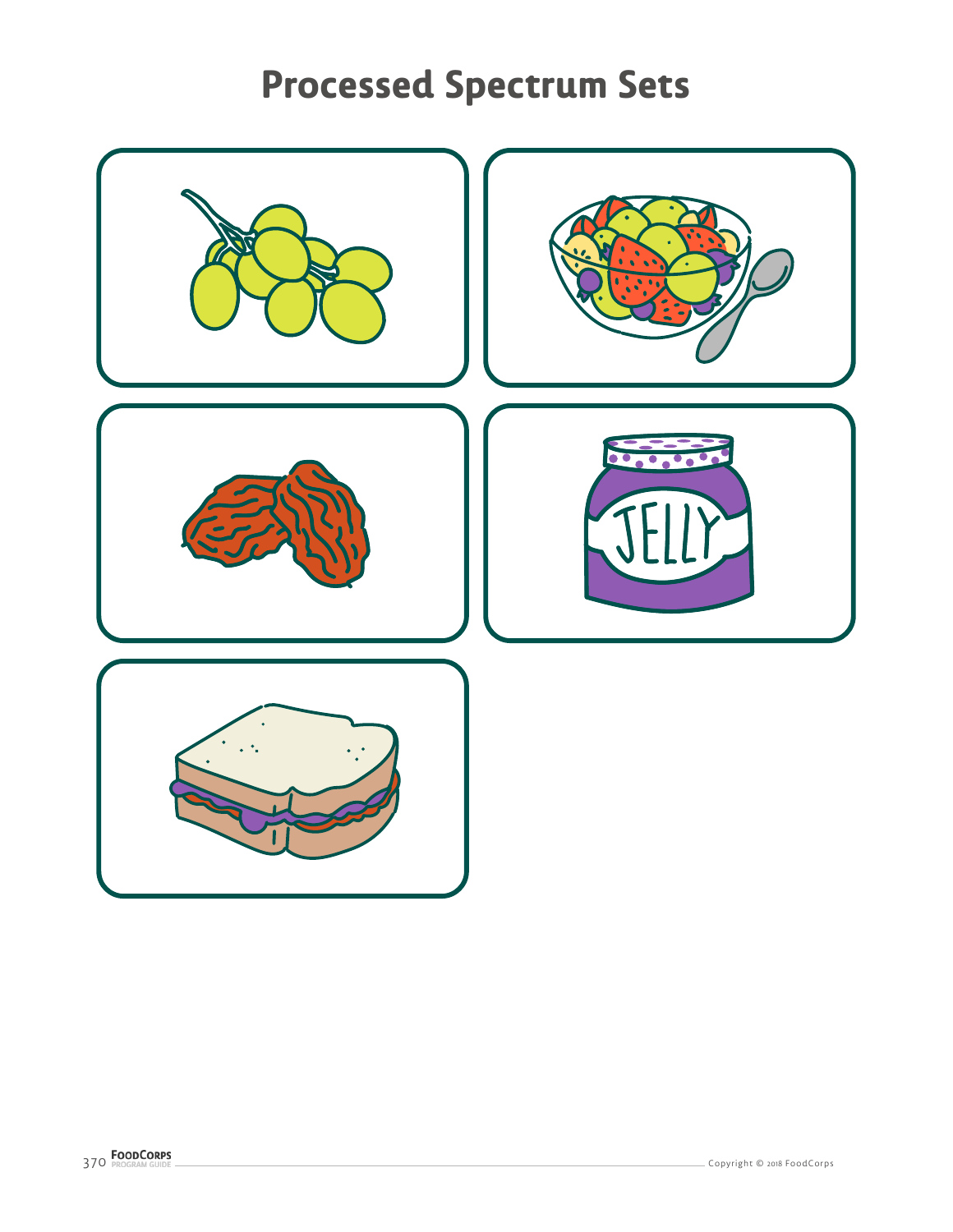# Processed Spectrum Sets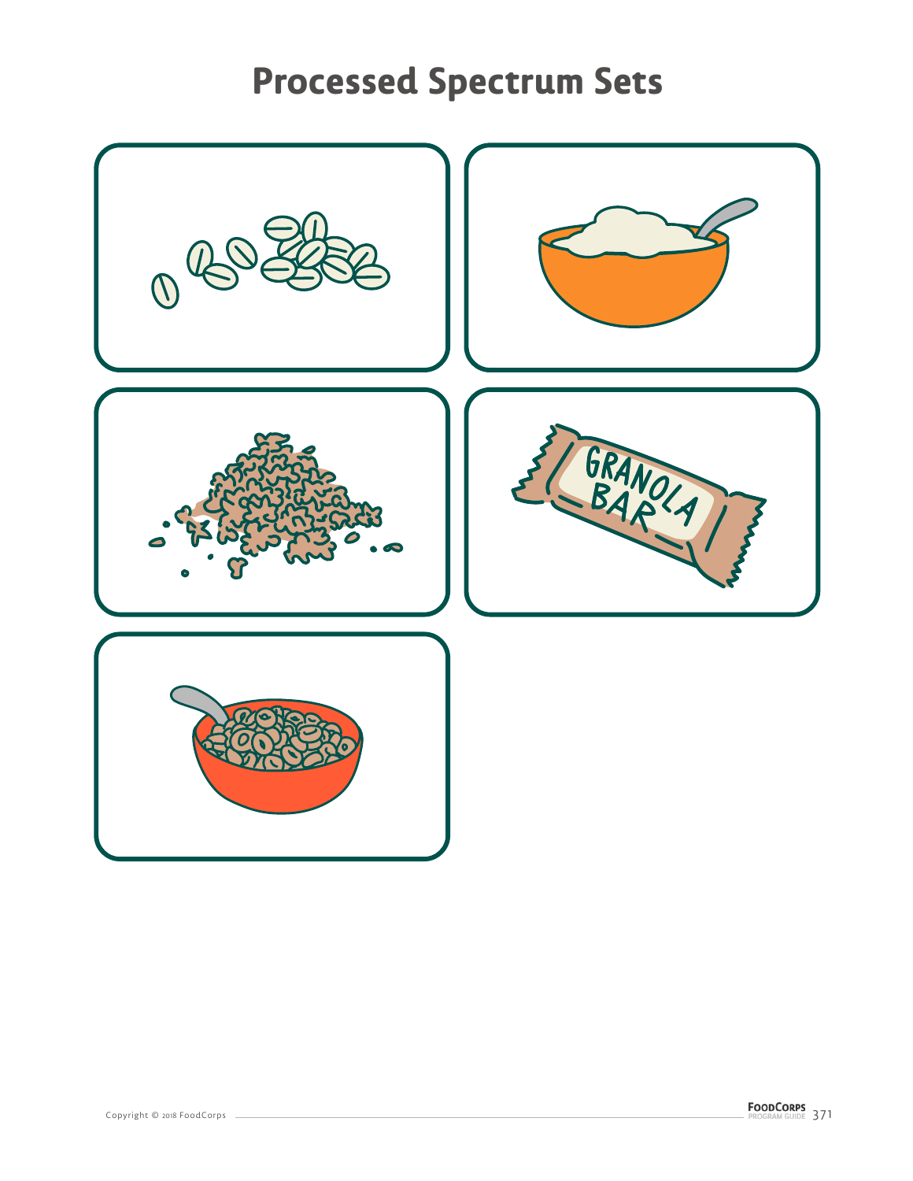# Processed Spectrum Sets